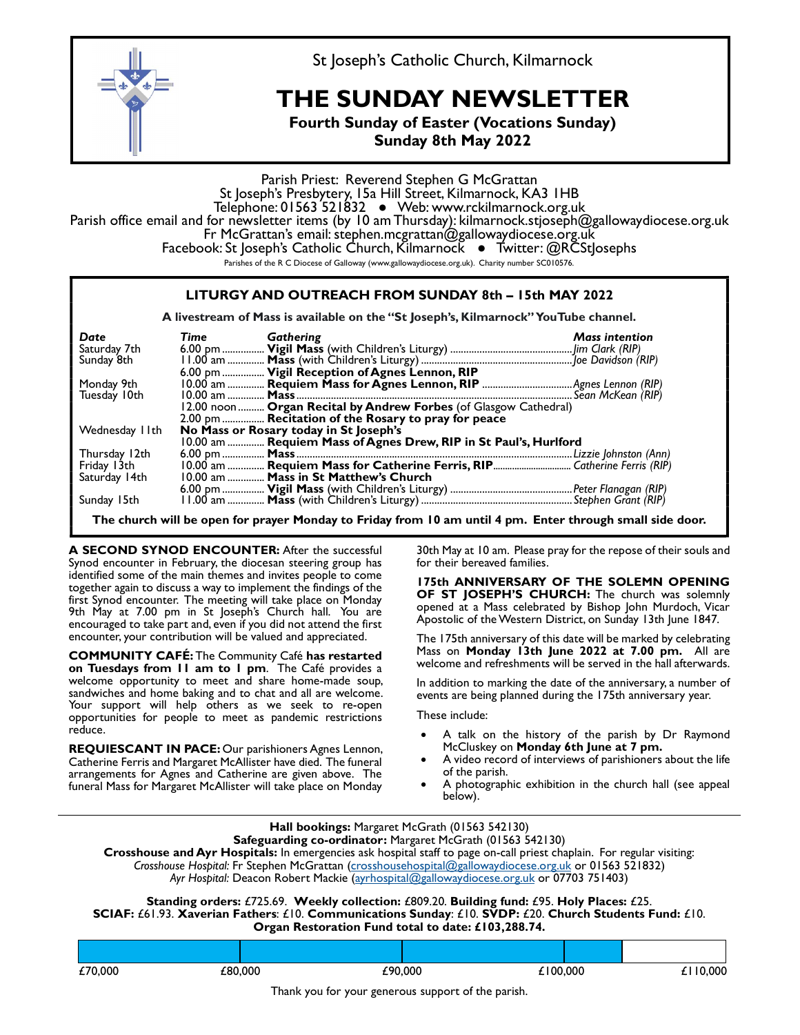St Joseph's Catholic Church, Kilmarnock

# THE SUNDAY NEWSLETTER

**Fourth Sunday of Easter (Vocations Sunday)**
**Sunday 8th May 2022**

Parish Priest: Reverend Stephen G McGrattan
St Joseph's Presbytery, 15a Hill Street, Kilmarnock, KA3 1HB
Telephone: 01563 521832 ● Web: www.rckilmarnock.org.uk
Parish office email and for newsletter items (by 10 am Thursday): kilmarnock.stjoseph@gallowaydiocese.org.uk
Fr McGrattan's email: stephen.mcgrattan@gallowaydiocese.org.uk
Facebook: St Joseph's Catholic Church, Kilmarnock ● Twitter: @RCStJosephs
Parishes of the R C Diocese of Galloway (www.gallowaydiocese.org.uk). Charity number SC010576.

## LITURGY AND OUTREACH FROM SUNDAY 8th – 15th MAY 2022

**A livestream of Mass is available on the "St Joseph's, Kilmarnock" YouTube channel.**

| *Date* | *Time* | *Gathering* | *Mass intention* |
|---|---|---|---|
| Saturday 7th | 6.00 pm | **Vigil Mass** (with Children's Liturgy) | *Jim Clark (RIP)* |
| Sunday 8th | 11.00 am | **Mass** (with Children's Liturgy) | *Joe Davidson (RIP)* |
| | 6.00 pm | **Vigil Reception of Agnes Lennon, RIP** | |
| Monday 9th | 10.00 am | **Requiem Mass for Agnes Lennon, RIP** | *Agnes Lennon (RIP)* |
| Tuesday 10th | 10.00 am | **Mass** | *Sean McKean (RIP)* |
| | 12.00 noon | **Organ Recital by Andrew Forbes** (of Glasgow Cathedral) | |
| | 2.00 pm | **Recitation of the Rosary to pray for peace** | |
| Wednesday 11th | **No Mass or Rosary today in St Joseph's** | | |
| | 10.00 am | **Requiem Mass of Agnes Drew, RIP in St Paul's, Hurlford** | |
| Thursday 12th | 6.00 pm | **Mass** | *Lizzie Johnston (Ann)* |
| Friday 13th | 10.00 am | **Requiem Mass for Catherine Ferris, RIP** | *Catherine Ferris (RIP)* |
| Saturday 14th | 10.00 am | **Mass in St Matthew's Church** | |
| | 6.00 pm | **Vigil Mass** (with Children's Liturgy) | *Peter Flanagan (RIP)* |
| Sunday 15th | 11.00 am | **Mass** (with Children's Liturgy) | *Stephen Grant (RIP)* |

**The church will be open for prayer Monday to Friday from 10 am until 4 pm. Enter through small side door.**

**A SECOND SYNOD ENCOUNTER:** After the successful Synod encounter in February, the diocesan steering group has identified some of the main themes and invites people to come together again to discuss a way to implement the findings of the first Synod encounter. The meeting will take place on Monday 9th May at 7.00 pm in St Joseph's Church hall. You are encouraged to take part and, even if you did not attend the first encounter, your contribution will be valued and appreciated.

**COMMUNITY CAFÉ:** The Community Café **has restarted on Tuesdays from 11 am to 1 pm**. The Café provides a welcome opportunity to meet and share home-made soup, sandwiches and home baking and to chat and all are welcome. Your support will help others as we seek to re-open opportunities for people to meet as pandemic restrictions reduce.

**REQUIESCANT IN PACE:** Our parishioners Agnes Lennon, Catherine Ferris and Margaret McAllister have died. The funeral arrangements for Agnes and Catherine are given above. The funeral Mass for Margaret McAllister will take place on Monday 30th May at 10 am. Please pray for the repose of their souls and for their bereaved families.

**175th ANNIVERSARY OF THE SOLEMN OPENING OF ST JOSEPH'S CHURCH:** The church was solemnly opened at a Mass celebrated by Bishop John Murdoch, Vicar Apostolic of the Western District, on Sunday 13th June 1847.

The 175th anniversary of this date will be marked by celebrating Mass on **Monday 13th June 2022 at 7.00 pm.** All are welcome and refreshments will be served in the hall afterwards.

In addition to marking the date of the anniversary, a number of events are being planned during the 175th anniversary year.

These include:

- A talk on the history of the parish by Dr Raymond McCluskey on **Monday 6th June at 7 pm.**
- A video record of interviews of parishioners about the life of the parish.
- A photographic exhibition in the church hall (see appeal below).

**Hall bookings:** Margaret McGrath (01563 542130)
**Safeguarding co-ordinator:** Margaret McGrath (01563 542130)
**Crosshouse and Ayr Hospitals:** In emergencies ask hospital staff to page on-call priest chaplain. For regular visiting:
*Crosshouse Hospital:* Fr Stephen McGrattan (crosshousehospital@gallowaydiocese.org.uk or 01563 521832)
*Ayr Hospital:* Deacon Robert Mackie (ayrhospital@gallowaydiocese.org.uk or 07703 751403)

**Standing orders:** £725.69. **Weekly collection:** £809.20. **Building fund:** £95. **Holy Places:** £25. **SCIAF:** £61.93. **Xaverian Fathers**: £10. **Communications Sunday**: £10. **SVDP:** £20. **Church Students Fund:** £10.
**Organ Restoration Fund total to date: £103,288.74.**

£70,000 £80,000 £90,000 £100,000 £110,000

Thank you for your generous support of the parish.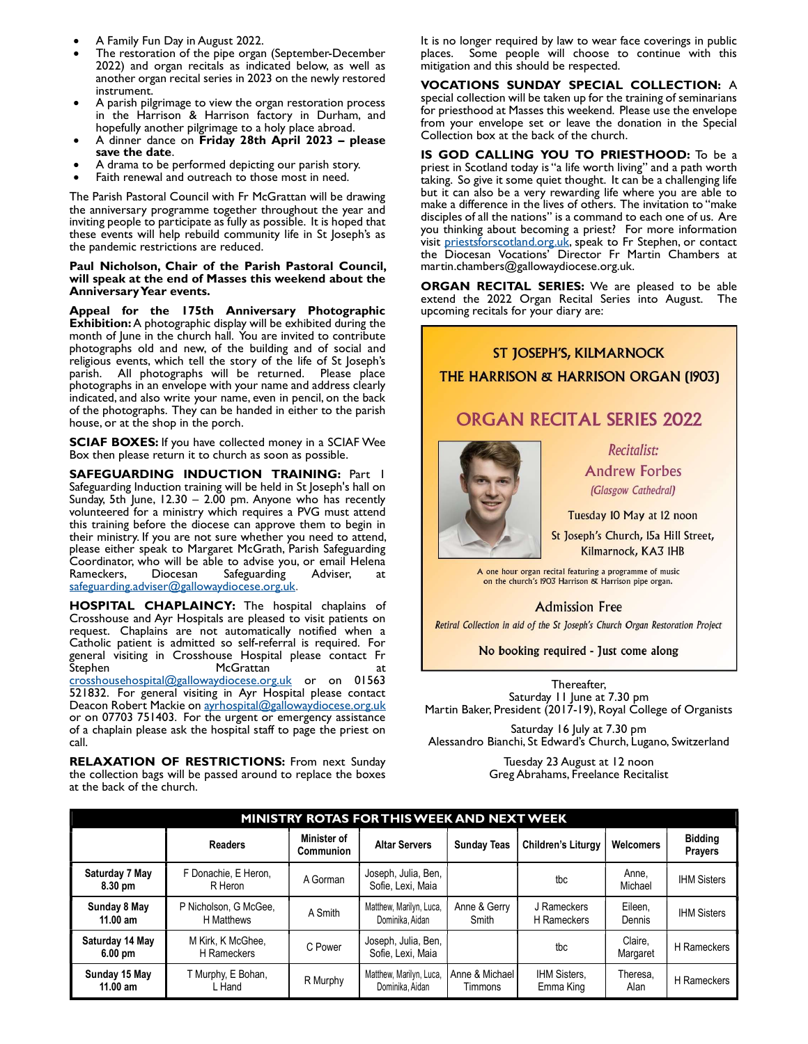- A Family Fun Day in August 2022.
- The restoration of the pipe organ (September-December 2022) and organ recitals as indicated below, as well as another organ recital series in 2023 on the newly restored instrument.
- A parish pilgrimage to view the organ restoration process in the Harrison & Harrison factory in Durham, and hopefully another pilgrimage to a holy place abroad.
- A dinner dance on **Friday 28th April 2023 – please save the date**.
- A drama to be performed depicting our parish story.
- Faith renewal and outreach to those most in need.

The Parish Pastoral Council with Fr McGrattan will be drawing the anniversary programme together throughout the year and inviting people to participate as fully as possible. It is hoped that these events will help rebuild community life in St Joseph's as the pandemic restrictions are reduced.

**Paul Nicholson, Chair of the Parish Pastoral Council, will speak at the end of Masses this weekend about the Anniversary Year events.**

**Appeal for the 175th Anniversary Photographic Exhibition:** A photographic display will be exhibited during the month of June in the church hall. You are invited to contribute photographs old and new, of the building and of social and religious events, which tell the story of the life of St Joseph's parish. All photographs will be returned. Please place photographs in an envelope with your name and address clearly indicated, and also write your name, even in pencil, on the back of the photographs. They can be handed in either to the parish house, or at the shop in the porch.

**SCIAF BOXES:** If you have collected money in a SCIAF Wee Box then please return it to church as soon as possible.

**SAFEGUARDING INDUCTION TRAINING:** Part 1 Safeguarding Induction training will be held in St Joseph's hall on Sunday, 5th June, 12.30 – 2.00 pm. Anyone who has recently volunteered for a ministry which requires a PVG must attend this training before the diocese can approve them to begin in their ministry. If you are not sure whether you need to attend, please either speak to Margaret McGrath, Parish Safeguarding Coordinator, who will be able to advise you, or email Helena Rameckers, Diocesan Safeguarding Adviser, at safeguarding.adviser@gallowaydiocese.org.uk.

**HOSPITAL CHAPLAINCY:** The hospital chaplains of Crosshouse and Ayr Hospitals are pleased to visit patients on request. Chaplains are not automatically notified when a Catholic patient is admitted so self-referral is required. For general visiting in Crosshouse Hospital please contact Fr Stephen McGrattan at crosshousehospital@gallowaydiocese.org.uk or on 01563 521832. For general visiting in Ayr Hospital please contact Deacon Robert Mackie on ayrhospital@gallowaydiocese.org.uk or on 07703 751403. For the urgent or emergency assistance of a chaplain please ask the hospital staff to page the priest on call.

**RELAXATION OF RESTRICTIONS:** From next Sunday the collection bags will be passed around to replace the boxes at the back of the church.

It is no longer required by law to wear face coverings in public places. Some people will choose to continue with this mitigation and this should be respected.

**VOCATIONS SUNDAY SPECIAL COLLECTION:** A special collection will be taken up for the training of seminarians for priesthood at Masses this weekend. Please use the envelope from your envelope set or leave the donation in the Special Collection box at the back of the church.

**IS GOD CALLING YOU TO PRIESTHOOD:** To be a priest in Scotland today is "a life worth living" and a path worth taking. So give it some quiet thought. It can be a challenging life but it can also be a very rewarding life where you are able to make a difference in the lives of others. The invitation to "make disciples of all the nations" is a command to each one of us. Are you thinking about becoming a priest? For more information visit priestsforscotland.org.uk, speak to Fr Stephen, or contact the Diocesan Vocations' Director Fr Martin Chambers at martin.chambers@gallowaydiocese.org.uk.

**ORGAN RECITAL SERIES:** We are pleased to be able extend the 2022 Organ Recital Series into August. The upcoming recitals for your diary are:

ST JOSEPH'S, KILMARNOCK
THE HARRISON & HARRISON ORGAN (1903)

ORGAN RECITAL SERIES 2022

*Recitalist:*
Andrew Forbes
*(Glasgow Cathedral)*

Tuesday 10 May at 12 noon

St Joseph's Church, 15a Hill Street, Kilmarnock, KA3 1HB

A one hour organ recital featuring a programme of music on the church's 1903 Harrison & Harrison pipe organ.

Admission Free

*Retiral Collection in aid of the St Joseph's Church Organ Restoration Project*

No booking required - Just come along

Thereafter,

Saturday 11 June at 7.30 pm
Martin Baker, President (2017-19), Royal College of Organists

Saturday 16 July at 7.30 pm
Alessandro Bianchi, St Edward's Church, Lugano, Switzerland

Tuesday 23 August at 12 noon
Greg Abrahams, Freelance Recitalist

**MINISTRY ROTAS FOR THIS WEEK AND NEXT WEEK**

| | Readers | Minister of Communion | Altar Servers | Sunday Teas | Children's Liturgy | Welcomers | Bidding Prayers |
|---|---|---|---|---|---|---|---|
| **Saturday 7 May 8.30 pm** | F Donachie, E Heron, R Heron | A Gorman | Joseph, Julia, Ben, Sofie, Lexi, Maia | | tbc | Anne, Michael | IHM Sisters |
| **Sunday 8 May 11.00 am** | P Nicholson, G McGee, H Matthews | A Smith | Matthew, Marilyn, Luca, Dominika, Aidan | Anne & Gerry Smith | J Rameckers H Rameckers | Eileen, Dennis | IHM Sisters |
| **Saturday 14 May 6.00 pm** | M Kirk, K McGhee, H Rameckers | C Power | Joseph, Julia, Ben, Sofie, Lexi, Maia | | tbc | Claire, Margaret | H Rameckers |
| **Sunday 15 May 11.00 am** | T Murphy, E Bohan, L Hand | R Murphy | Matthew, Marilyn, Luca, Dominika, Aidan | Anne & Michael Timmons | IHM Sisters, Emma King | Theresa, Alan | H Rameckers |